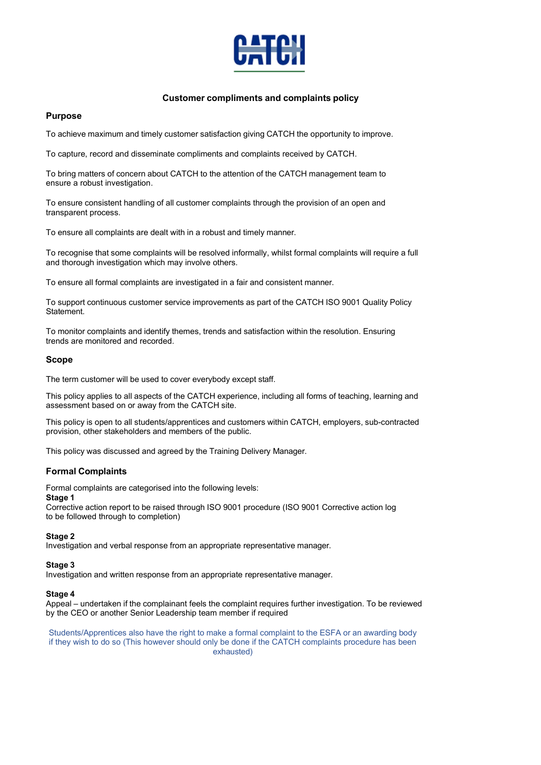CATCH

# Customer compliments and complaints policy

## Purpose

To achieve maximum and timely customer satisfaction giving CATCH the opportunity to improve.

To capture, record and disseminate compliments and complaints received by CATCH.

To bring matters of concern about CATCH to the attention of the CATCH management team to ensure a robust investigation.

To ensure consistent handling of all customer complaints through the provision of an open and transparent process.

To ensure all complaints are dealt with in a robust and timely manner.

To recognise that some complaints will be resolved informally, whilst formal complaints will require a full and thorough investigation which may involve others.

To ensure all formal complaints are investigated in a fair and consistent manner.

To support continuous customer service improvements as part of the CATCH ISO 9001 Quality Policy Statement.

To monitor complaints and identify themes, trends and satisfaction within the resolution. Ensuring trends are monitored and recorded.

## Scope

The term customer will be used to cover everybody except staff.

This policy applies to all aspects of the CATCH experience, including all forms of teaching, learning and assessment based on or away from the CATCH site.

This policy is open to all students/apprentices and customers within CATCH, employers, sub-contracted provision, other stakeholders and members of the public.

This policy was discussed and agreed by the Training Delivery Manager.

## Formal Complaints

Formal complaints are categorised into the following levels:

**Stage 1**
Corrective action report to be raised through ISO 9001 procedure (ISO 9001 Corrective action log to be followed through to completion)

**Stage 2**
Investigation and verbal response from an appropriate representative manager.

**Stage 3**
Investigation and written response from an appropriate representative manager.

**Stage 4**
Appeal – undertaken if the complainant feels the complaint requires further investigation. To be reviewed by the CEO or another Senior Leadership team member if required

Students/Apprentices also have the right to make a formal complaint to the ESFA or an awarding body if they wish to do so (This however should only be done if the CATCH complaints procedure has been exhausted)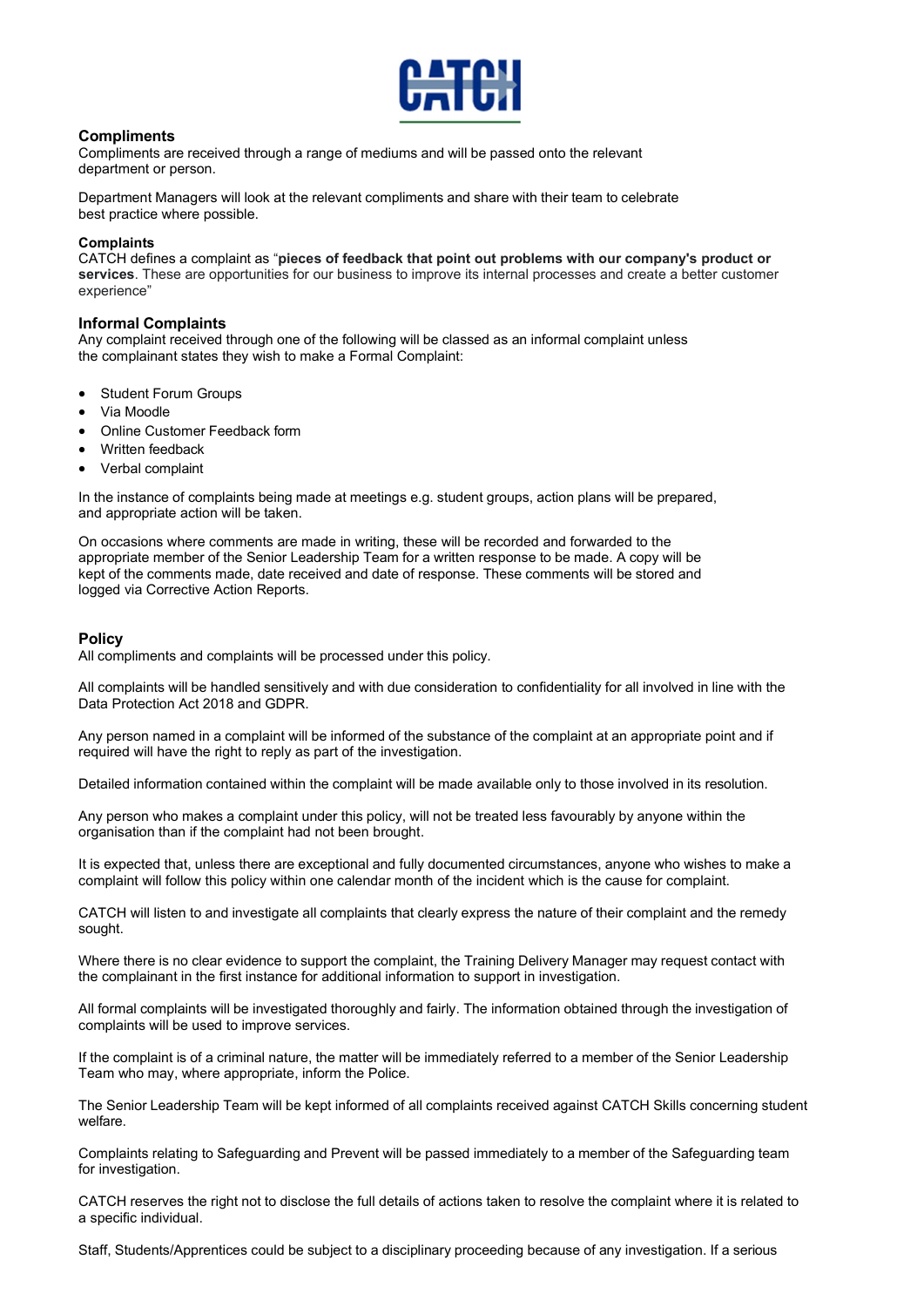## Compliments

Compliments are received through a range of mediums and will be passed onto the relevant department or person.

Department Managers will look at the relevant compliments and share with their team to celebrate best practice where possible.

### Complaints

CATCH defines a complaint as "**pieces of feedback that point out problems with our company's product or services**. These are opportunities for our business to improve its internal processes and create a better customer experience"

## Informal Complaints

Any complaint received through one of the following will be classed as an informal complaint unless the complainant states they wish to make a Formal Complaint:

- Student Forum Groups
- Via Moodle
- Online Customer Feedback form
- Written feedback
- Verbal complaint

In the instance of complaints being made at meetings e.g. student groups, action plans will be prepared, and appropriate action will be taken.

On occasions where comments are made in writing, these will be recorded and forwarded to the appropriate member of the Senior Leadership Team for a written response to be made. A copy will be kept of the comments made, date received and date of response. These comments will be stored and logged via Corrective Action Reports.

## Policy

All compliments and complaints will be processed under this policy.

All complaints will be handled sensitively and with due consideration to confidentiality for all involved in line with the Data Protection Act 2018 and GDPR.

Any person named in a complaint will be informed of the substance of the complaint at an appropriate point and if required will have the right to reply as part of the investigation.

Detailed information contained within the complaint will be made available only to those involved in its resolution.

Any person who makes a complaint under this policy, will not be treated less favourably by anyone within the organisation than if the complaint had not been brought.

It is expected that, unless there are exceptional and fully documented circumstances, anyone who wishes to make a complaint will follow this policy within one calendar month of the incident which is the cause for complaint.

CATCH will listen to and investigate all complaints that clearly express the nature of their complaint and the remedy sought.

Where there is no clear evidence to support the complaint, the Training Delivery Manager may request contact with the complainant in the first instance for additional information to support in investigation.

All formal complaints will be investigated thoroughly and fairly. The information obtained through the investigation of complaints will be used to improve services.

If the complaint is of a criminal nature, the matter will be immediately referred to a member of the Senior Leadership Team who may, where appropriate, inform the Police.

The Senior Leadership Team will be kept informed of all complaints received against CATCH Skills concerning student welfare.

Complaints relating to Safeguarding and Prevent will be passed immediately to a member of the Safeguarding team for investigation.

CATCH reserves the right not to disclose the full details of actions taken to resolve the complaint where it is related to a specific individual.

Staff, Students/Apprentices could be subject to a disciplinary proceeding because of any investigation. If a serious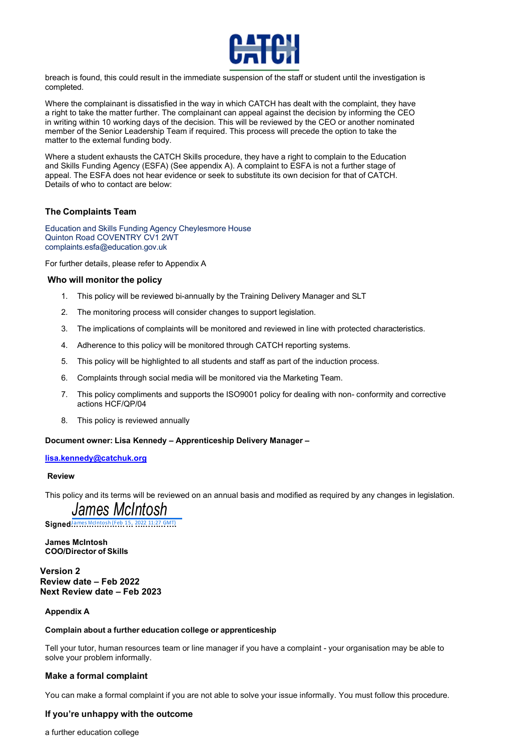breach is found, this could result in the immediate suspension of the staff or student until the investigation is completed.

Where the complainant is dissatisfied in the way in which CATCH has dealt with the complaint, they have a right to take the matter further. The complainant can appeal against the decision by informing the CEO in writing within 10 working days of the decision. This will be reviewed by the CEO or another nominated member of the Senior Leadership Team if required. This process will precede the option to take the matter to the external funding body.

Where a student exhausts the CATCH Skills procedure, they have a right to complain to the Education and Skills Funding Agency (ESFA) (See appendix A). A complaint to ESFA is not a further stage of appeal. The ESFA does not hear evidence or seek to substitute its own decision for that of CATCH. Details of who to contact are below:

### The Complaints Team

Education and Skills Funding Agency Cheylesmore House
Quinton Road COVENTRY CV1 2WT
complaints.esfa@education.gov.uk

For further details, please refer to Appendix A

### Who will monitor the policy

1. This policy will be reviewed bi-annually by the Training Delivery Manager and SLT
2. The monitoring process will consider changes to support legislation.
3. The implications of complaints will be monitored and reviewed in line with protected characteristics.
4. Adherence to this policy will be monitored through CATCH reporting systems.
5. This policy will be highlighted to all students and staff as part of the induction process.
6. Complaints through social media will be monitored via the Marketing Team.
7. This policy compliments and supports the ISO9001 policy for dealing with non- conformity and corrective actions HCF/QP/04
8. This policy is reviewed annually

**Document owner: Lisa Kennedy – Apprenticeship Delivery Manager –**

**lisa.kennedy@catchuk.org**

**Review**

This policy and its terms will be reviewed on an annual basis and modified as required by any changes in legislation.

**Signed** *James McIntosh* James McIntosh (Feb 15, 2022 11:27 GMT)

**James McIntosh**
**COO/Director of Skills**

**Version 2**
**Review date – Feb 2022**
**Next Review date – Feb 2023**

**Appendix A**

**Complain about a further education college or apprenticeship**

Tell your tutor, human resources team or line manager if you have a complaint - your organisation may be able to solve your problem informally.

### Make a formal complaint

You can make a formal complaint if you are not able to solve your issue informally. You must follow this procedure.

### If you're unhappy with the outcome

a further education college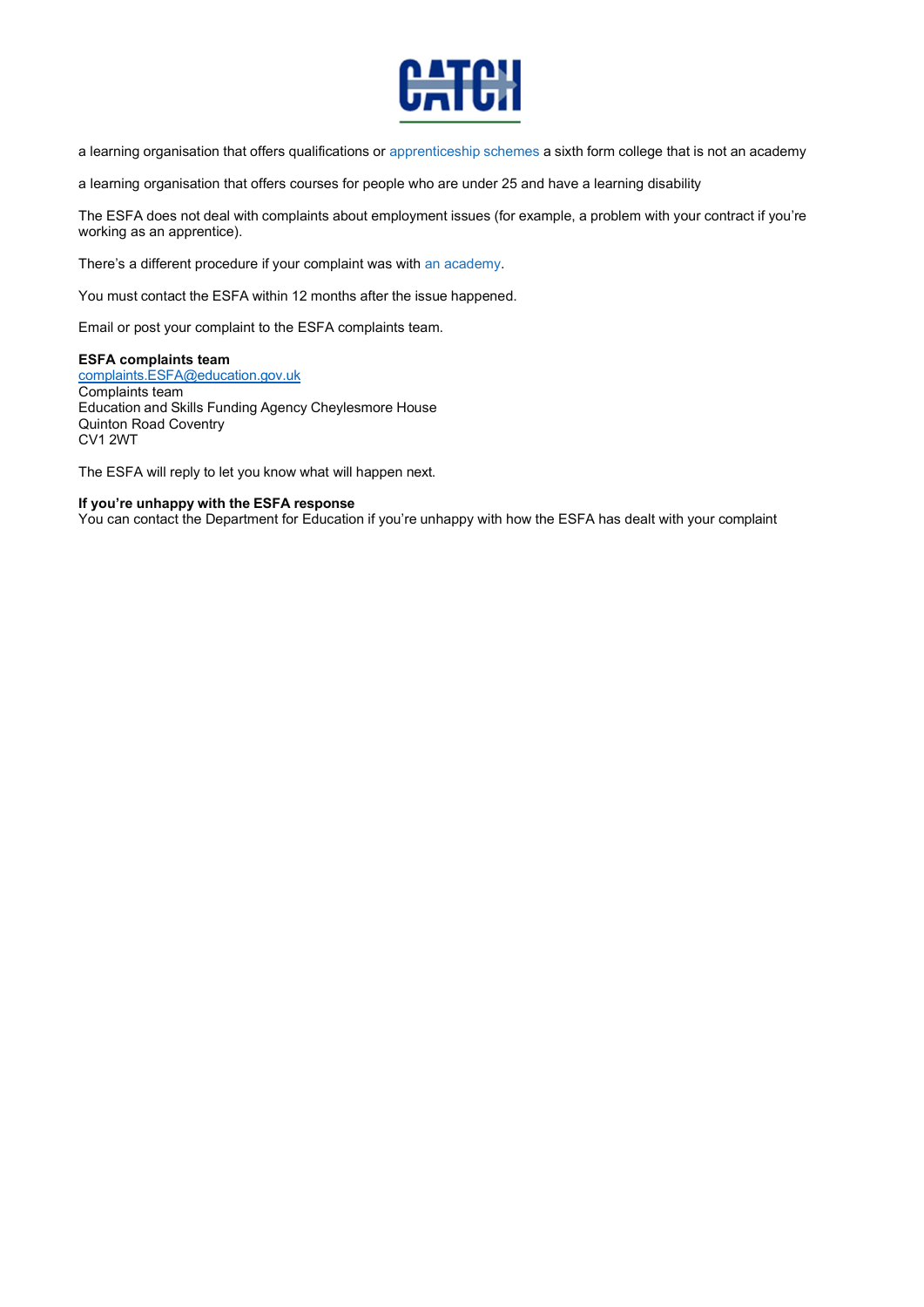a learning organisation that offers qualifications or apprenticeship schemes a sixth form college that is not an academy

a learning organisation that offers courses for people who are under 25 and have a learning disability

The ESFA does not deal with complaints about employment issues (for example, a problem with your contract if you're working as an apprentice).

There's a different procedure if your complaint was with an academy.

You must contact the ESFA within 12 months after the issue happened.

Email or post your complaint to the ESFA complaints team.

**ESFA complaints team**
complaints.ESFA@education.gov.uk
Complaints team
Education and Skills Funding Agency Cheylesmore House
Quinton Road Coventry
CV1 2WT

The ESFA will reply to let you know what will happen next.

**If you're unhappy with the ESFA response**
You can contact the Department for Education if you're unhappy with how the ESFA has dealt with your complaint